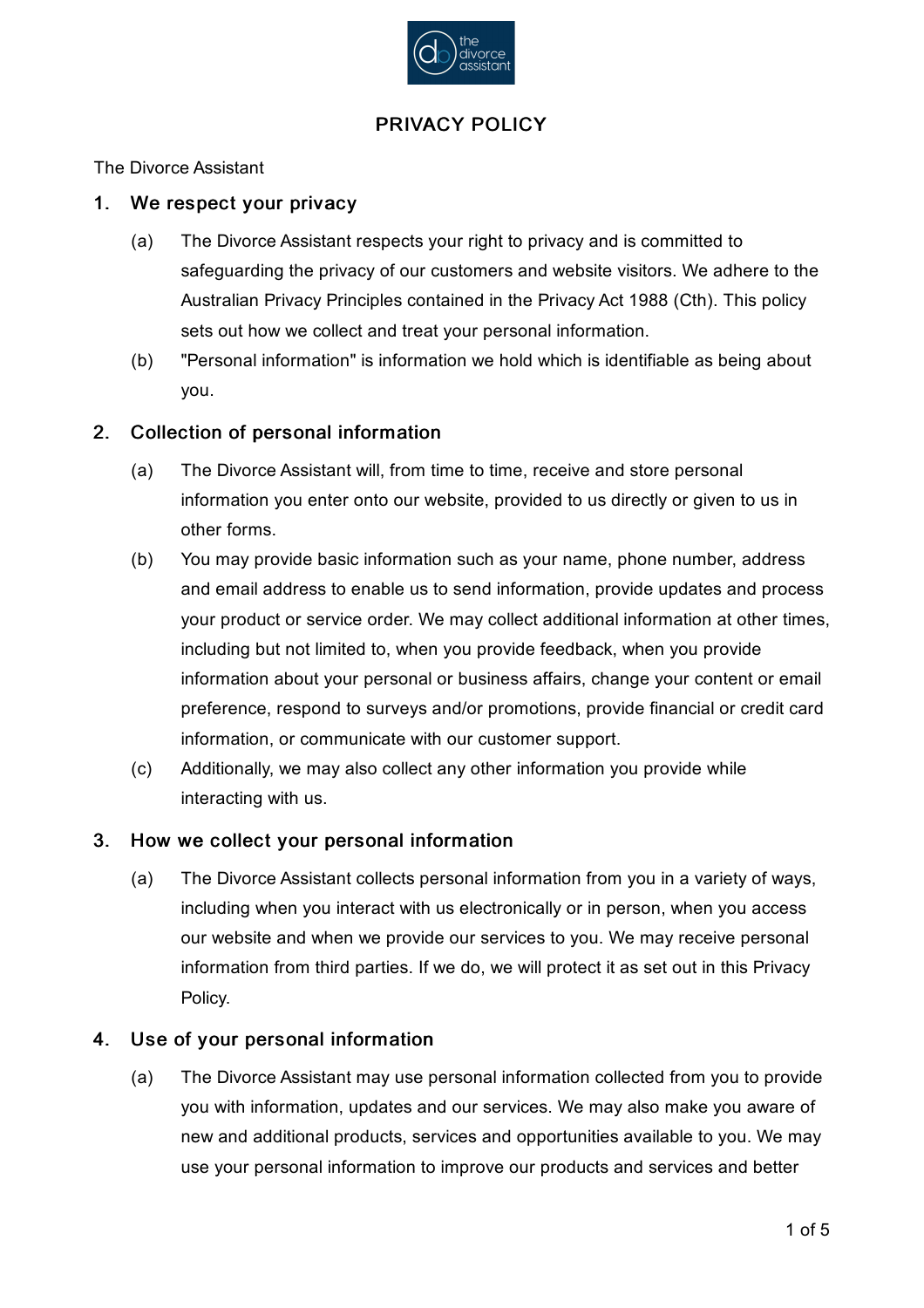# PRIVACY POLICY

The Divorce Assistant

## 1. We respect your privacy

(a) The Divorce Assistant respects your right to privacy and is committed to safeguarding the privacy of our customers and website visitors. We adhere to the Australian Privacy Principles contained in the Privacy Act 1988 (Cth). This policy sets out how we collect and treat your personal information.

(b) "Personal information" is information we hold which is identifiable as being about you.

## 2. Collection of personal information

(a) The Divorce Assistant will, from time to time, receive and store personal information you enter onto our website, provided to us directly or given to us in other forms.

(b) You may provide basic information such as your name, phone number, address and email address to enable us to send information, provide updates and process your product or service order. We may collect additional information at other times, including but not limited to, when you provide feedback, when you provide information about your personal or business affairs, change your content or email preference, respond to surveys and/or promotions, provide financial or credit card information, or communicate with our customer support.

(c) Additionally, we may also collect any other information you provide while interacting with us.

## 3. How we collect your personal information

(a) The Divorce Assistant collects personal information from you in a variety of ways, including when you interact with us electronically or in person, when you access our website and when we provide our services to you. We may receive personal information from third parties. If we do, we will protect it as set out in this Privacy Policy.

## 4. Use of your personal information

(a) The Divorce Assistant may use personal information collected from you to provide you with information, updates and our services. We may also make you aware of new and additional products, services and opportunities available to you. We may use your personal information to improve our products and services and better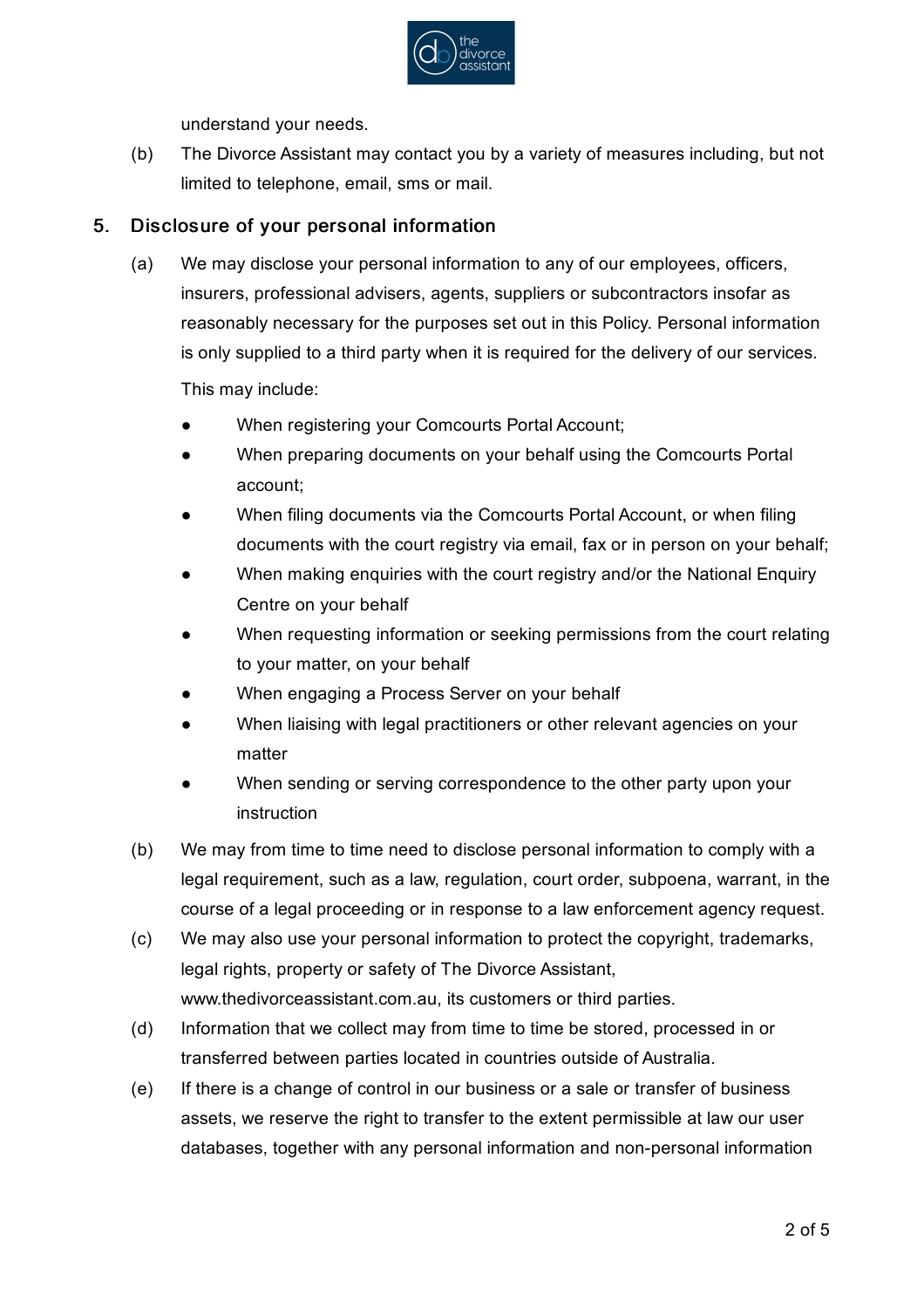understand your needs.

(b) The Divorce Assistant may contact you by a variety of measures including, but not limited to telephone, email, sms or mail.

## 5. Disclosure of your personal information

(a) We may disclose your personal information to any of our employees, officers, insurers, professional advisers, agents, suppliers or subcontractors insofar as reasonably necessary for the purposes set out in this Policy. Personal information is only supplied to a third party when it is required for the delivery of our services.

This may include:

- When registering your Comcourts Portal Account;
- When preparing documents on your behalf using the Comcourts Portal account;
- When filing documents via the Comcourts Portal Account, or when filing documents with the court registry via email, fax or in person on your behalf;
- When making enquiries with the court registry and/or the National Enquiry Centre on your behalf
- When requesting information or seeking permissions from the court relating to your matter, on your behalf
- When engaging a Process Server on your behalf
- When liaising with legal practitioners or other relevant agencies on your matter
- When sending or serving correspondence to the other party upon your instruction

(b) We may from time to time need to disclose personal information to comply with a legal requirement, such as a law, regulation, court order, subpoena, warrant, in the course of a legal proceeding or in response to a law enforcement agency request.

(c) We may also use your personal information to protect the copyright, trademarks, legal rights, property or safety of The Divorce Assistant, www.thedivorceassistant.com.au, its customers or third parties.

(d) Information that we collect may from time to time be stored, processed in or transferred between parties located in countries outside of Australia.

(e) If there is a change of control in our business or a sale or transfer of business assets, we reserve the right to transfer to the extent permissible at law our user databases, together with any personal information and non-personal information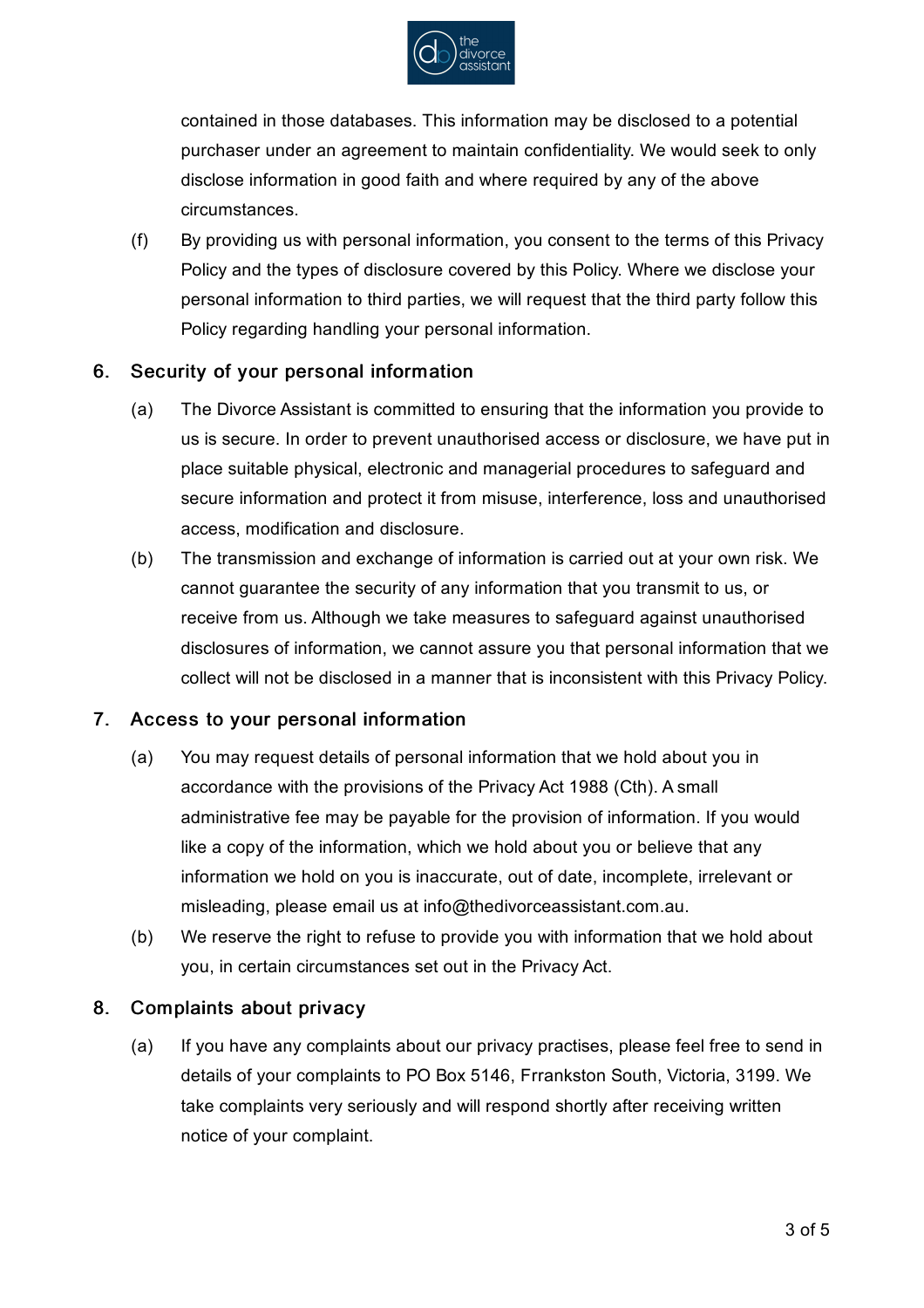contained in those databases. This information may be disclosed to a potential purchaser under an agreement to maintain confidentiality. We would seek to only disclose information in good faith and where required by any of the above circumstances.

(f) By providing us with personal information, you consent to the terms of this Privacy Policy and the types of disclosure covered by this Policy. Where we disclose your personal information to third parties, we will request that the third party follow this Policy regarding handling your personal information.

## 6. Security of your personal information

(a) The Divorce Assistant is committed to ensuring that the information you provide to us is secure. In order to prevent unauthorised access or disclosure, we have put in place suitable physical, electronic and managerial procedures to safeguard and secure information and protect it from misuse, interference, loss and unauthorised access, modification and disclosure.

(b) The transmission and exchange of information is carried out at your own risk. We cannot guarantee the security of any information that you transmit to us, or receive from us. Although we take measures to safeguard against unauthorised disclosures of information, we cannot assure you that personal information that we collect will not be disclosed in a manner that is inconsistent with this Privacy Policy.

## 7. Access to your personal information

(a) You may request details of personal information that we hold about you in accordance with the provisions of the Privacy Act 1988 (Cth). A small administrative fee may be payable for the provision of information. If you would like a copy of the information, which we hold about you or believe that any information we hold on you is inaccurate, out of date, incomplete, irrelevant or misleading, please email us at info@thedivorceassistant.com.au.

(b) We reserve the right to refuse to provide you with information that we hold about you, in certain circumstances set out in the Privacy Act.

## 8. Complaints about privacy

(a) If you have any complaints about our privacy practises, please feel free to send in details of your complaints to PO Box 5146, Frrankston South, Victoria, 3199. We take complaints very seriously and will respond shortly after receiving written notice of your complaint.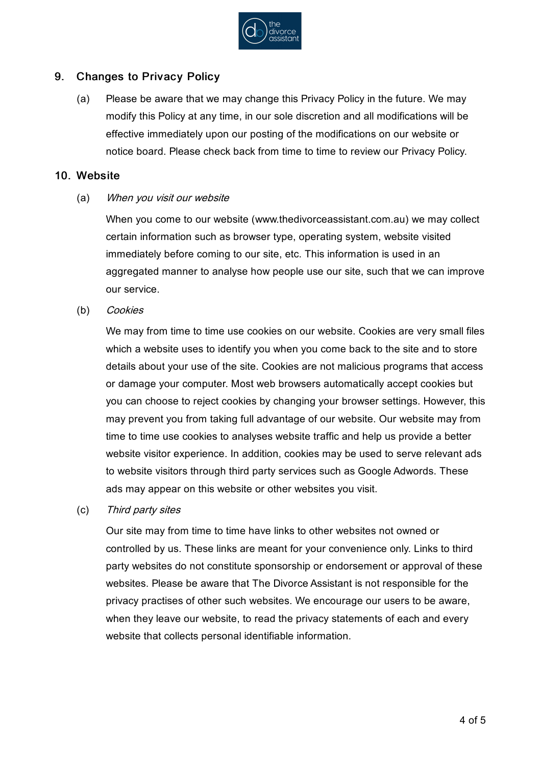## 9. Changes to Privacy Policy

(a) Please be aware that we may change this Privacy Policy in the future. We may modify this Policy at any time, in our sole discretion and all modifications will be effective immediately upon our posting of the modifications on our website or notice board. Please check back from time to time to review our Privacy Policy.

## 10. Website

(a) *When you visit our website*

When you come to our website (www.thedivorceassistant.com.au) we may collect certain information such as browser type, operating system, website visited immediately before coming to our site, etc. This information is used in an aggregated manner to analyse how people use our site, such that we can improve our service.

(b) *Cookies*

We may from time to time use cookies on our website. Cookies are very small files which a website uses to identify you when you come back to the site and to store details about your use of the site. Cookies are not malicious programs that access or damage your computer. Most web browsers automatically accept cookies but you can choose to reject cookies by changing your browser settings. However, this may prevent you from taking full advantage of our website. Our website may from time to time use cookies to analyses website traffic and help us provide a better website visitor experience. In addition, cookies may be used to serve relevant ads to website visitors through third party services such as Google Adwords. These ads may appear on this website or other websites you visit.

(c) *Third party sites*

Our site may from time to time have links to other websites not owned or controlled by us. These links are meant for your convenience only. Links to third party websites do not constitute sponsorship or endorsement or approval of these websites. Please be aware that The Divorce Assistant is not responsible for the privacy practises of other such websites. We encourage our users to be aware, when they leave our website, to read the privacy statements of each and every website that collects personal identifiable information.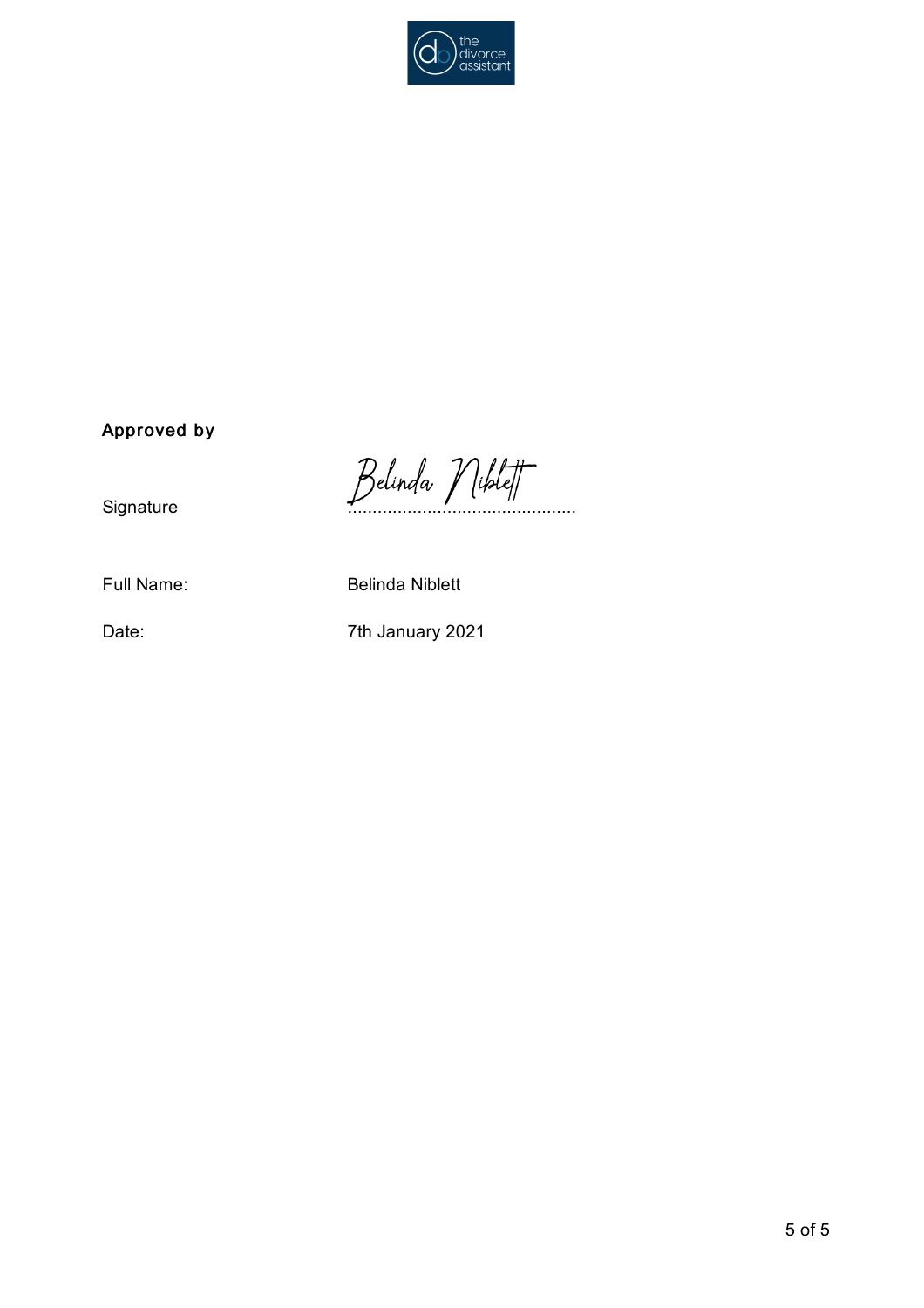**Approved by**

Signature: Belinda Niblett

Full Name: Belinda Niblett

Date: 7th January 2021